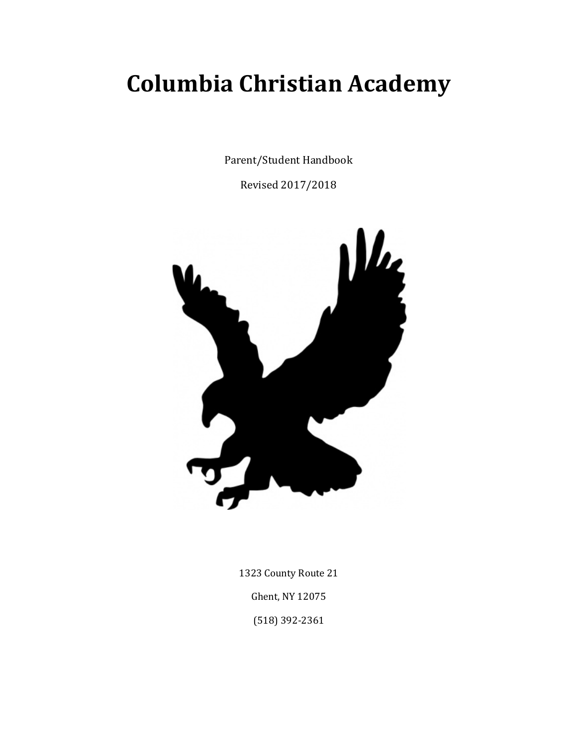# Columbia Christian Academy

Parent/Student Handbook

Revised 2017/2018

1323 County Route 21

Ghent, NY 12075

(518) 392-2361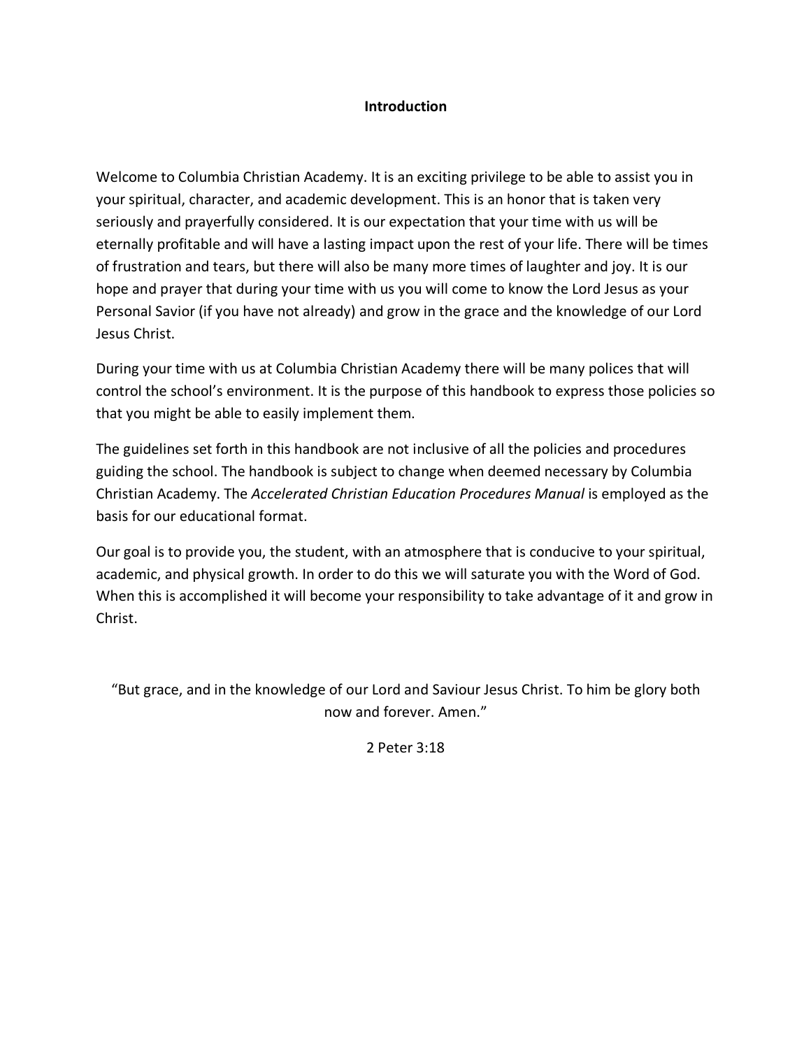# Introduction

Welcome to Columbia Christian Academy. It is an exciting privilege to be able to assist you in your spiritual, character, and academic development. This is an honor that is taken very seriously and prayerfully considered. It is our expectation that your time with us will be eternally profitable and will have a lasting impact upon the rest of your life. There will be times of frustration and tears, but there will also be many more times of laughter and joy. It is our hope and prayer that during your time with us you will come to know the Lord Jesus as your Personal Savior (if you have not already) and grow in the grace and the knowledge of our Lord Jesus Christ.

During your time with us at Columbia Christian Academy there will be many polices that will control the school's environment. It is the purpose of this handbook to express those policies so that you might be able to easily implement them.

The guidelines set forth in this handbook are not inclusive of all the policies and procedures guiding the school. The handbook is subject to change when deemed necessary by Columbia Christian Academy. The *Accelerated Christian Education Procedures Manual* is employed as the basis for our educational format.

Our goal is to provide you, the student, with an atmosphere that is conducive to your spiritual, academic, and physical growth. In order to do this we will saturate you with the Word of God. When this is accomplished it will become your responsibility to take advantage of it and grow in Christ.

"But grace, and in the knowledge of our Lord and Saviour Jesus Christ. To him be glory both now and forever. Amen."

2 Peter 3:18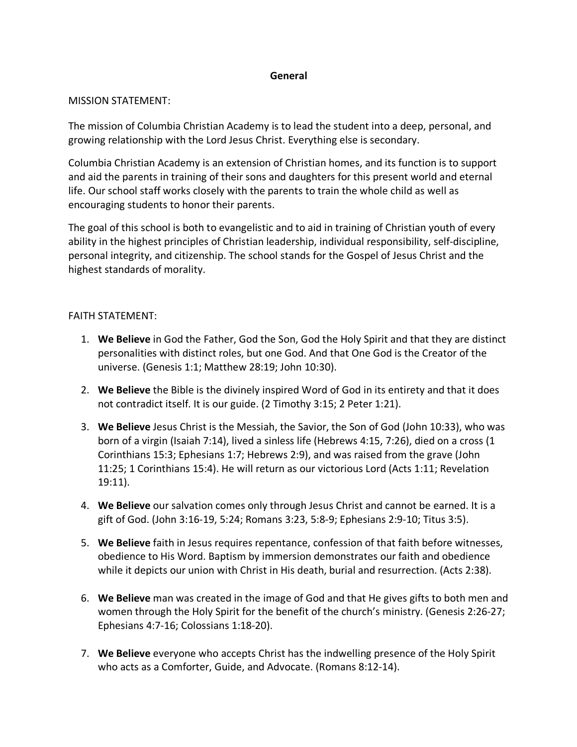# General

MISSION STATEMENT:

The mission of Columbia Christian Academy is to lead the student into a deep, personal, and growing relationship with the Lord Jesus Christ. Everything else is secondary.

Columbia Christian Academy is an extension of Christian homes, and its function is to support and aid the parents in training of their sons and daughters for this present world and eternal life. Our school staff works closely with the parents to train the whole child as well as encouraging students to honor their parents.

The goal of this school is both to evangelistic and to aid in training of Christian youth of every ability in the highest principles of Christian leadership, individual responsibility, self-discipline, personal integrity, and citizenship. The school stands for the Gospel of Jesus Christ and the highest standards of morality.

FAITH STATEMENT:

1. **We Believe** in God the Father, God the Son, God the Holy Spirit and that they are distinct personalities with distinct roles, but one God. And that One God is the Creator of the universe. (Genesis 1:1; Matthew 28:19; John 10:30).
2. **We Believe** the Bible is the divinely inspired Word of God in its entirety and that it does not contradict itself. It is our guide. (2 Timothy 3:15; 2 Peter 1:21).
3. **We Believe** Jesus Christ is the Messiah, the Savior, the Son of God (John 10:33), who was born of a virgin (Isaiah 7:14), lived a sinless life (Hebrews 4:15, 7:26), died on a cross (1 Corinthians 15:3; Ephesians 1:7; Hebrews 2:9), and was raised from the grave (John 11:25; 1 Corinthians 15:4). He will return as our victorious Lord (Acts 1:11; Revelation 19:11).
4. **We Believe** our salvation comes only through Jesus Christ and cannot be earned. It is a gift of God. (John 3:16-19, 5:24; Romans 3:23, 5:8-9; Ephesians 2:9-10; Titus 3:5).
5. **We Believe** faith in Jesus requires repentance, confession of that faith before witnesses, obedience to His Word. Baptism by immersion demonstrates our faith and obedience while it depicts our union with Christ in His death, burial and resurrection. (Acts 2:38).
6. **We Believe** man was created in the image of God and that He gives gifts to both men and women through the Holy Spirit for the benefit of the church's ministry. (Genesis 2:26-27; Ephesians 4:7-16; Colossians 1:18-20).
7. **We Believe** everyone who accepts Christ has the indwelling presence of the Holy Spirit who acts as a Comforter, Guide, and Advocate. (Romans 8:12-14).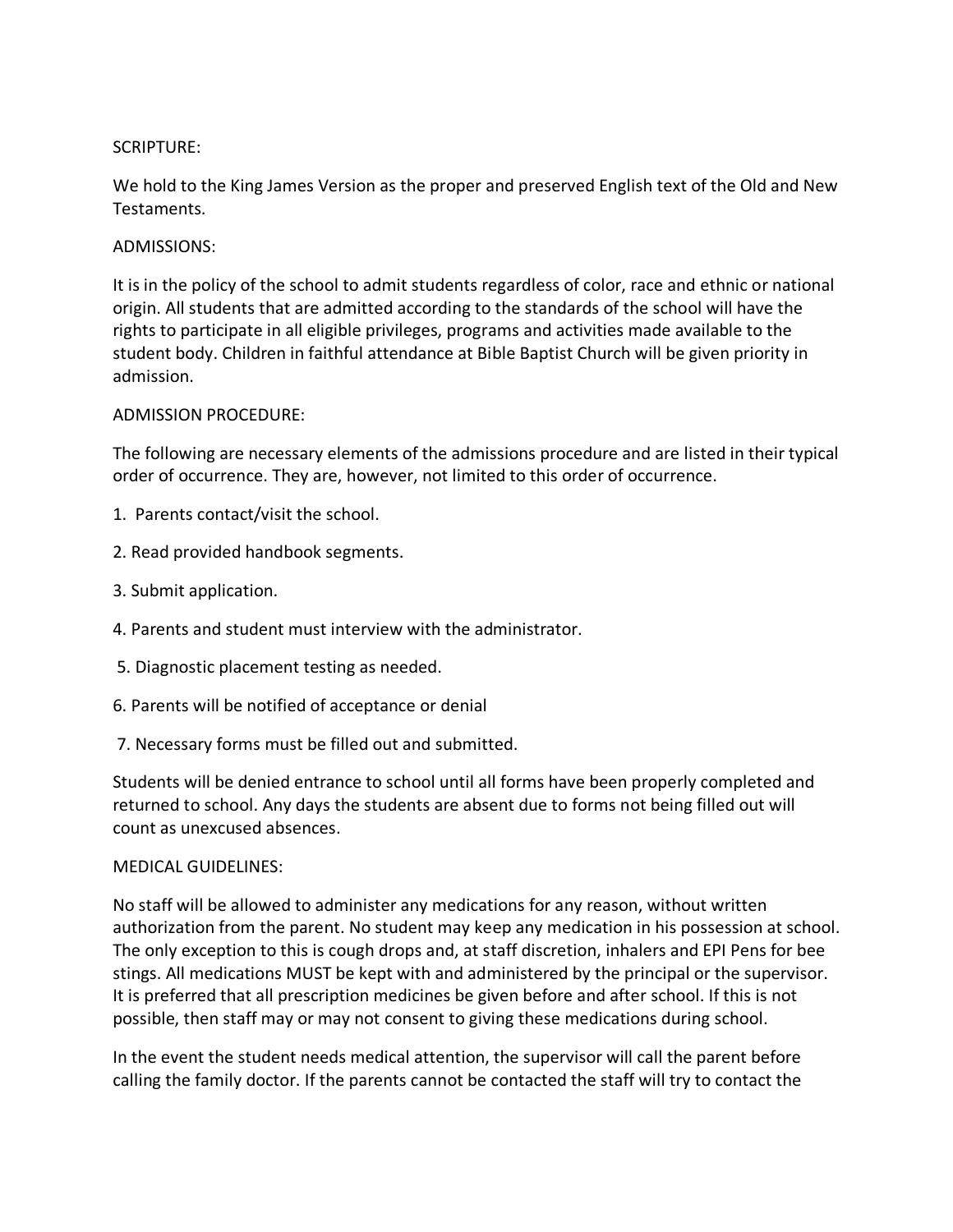## SCRIPTURE:

We hold to the King James Version as the proper and preserved English text of the Old and New Testaments.

## ADMISSIONS:

It is in the policy of the school to admit students regardless of color, race and ethnic or national origin. All students that are admitted according to the standards of the school will have the rights to participate in all eligible privileges, programs and activities made available to the student body. Children in faithful attendance at Bible Baptist Church will be given priority in admission.

## ADMISSION PROCEDURE:

The following are necessary elements of the admissions procedure and are listed in their typical order of occurrence. They are, however, not limited to this order of occurrence.

1. Parents contact/visit the school.
2. Read provided handbook segments.
3. Submit application.
4. Parents and student must interview with the administrator.
5. Diagnostic placement testing as needed.
6. Parents will be notified of acceptance or denial
7. Necessary forms must be filled out and submitted.

Students will be denied entrance to school until all forms have been properly completed and returned to school. Any days the students are absent due to forms not being filled out will count as unexcused absences.

## MEDICAL GUIDELINES:

No staff will be allowed to administer any medications for any reason, without written authorization from the parent. No student may keep any medication in his possession at school. The only exception to this is cough drops and, at staff discretion, inhalers and EPI Pens for bee stings. All medications MUST be kept with and administered by the principal or the supervisor. It is preferred that all prescription medicines be given before and after school. If this is not possible, then staff may or may not consent to giving these medications during school.

In the event the student needs medical attention, the supervisor will call the parent before calling the family doctor. If the parents cannot be contacted the staff will try to contact the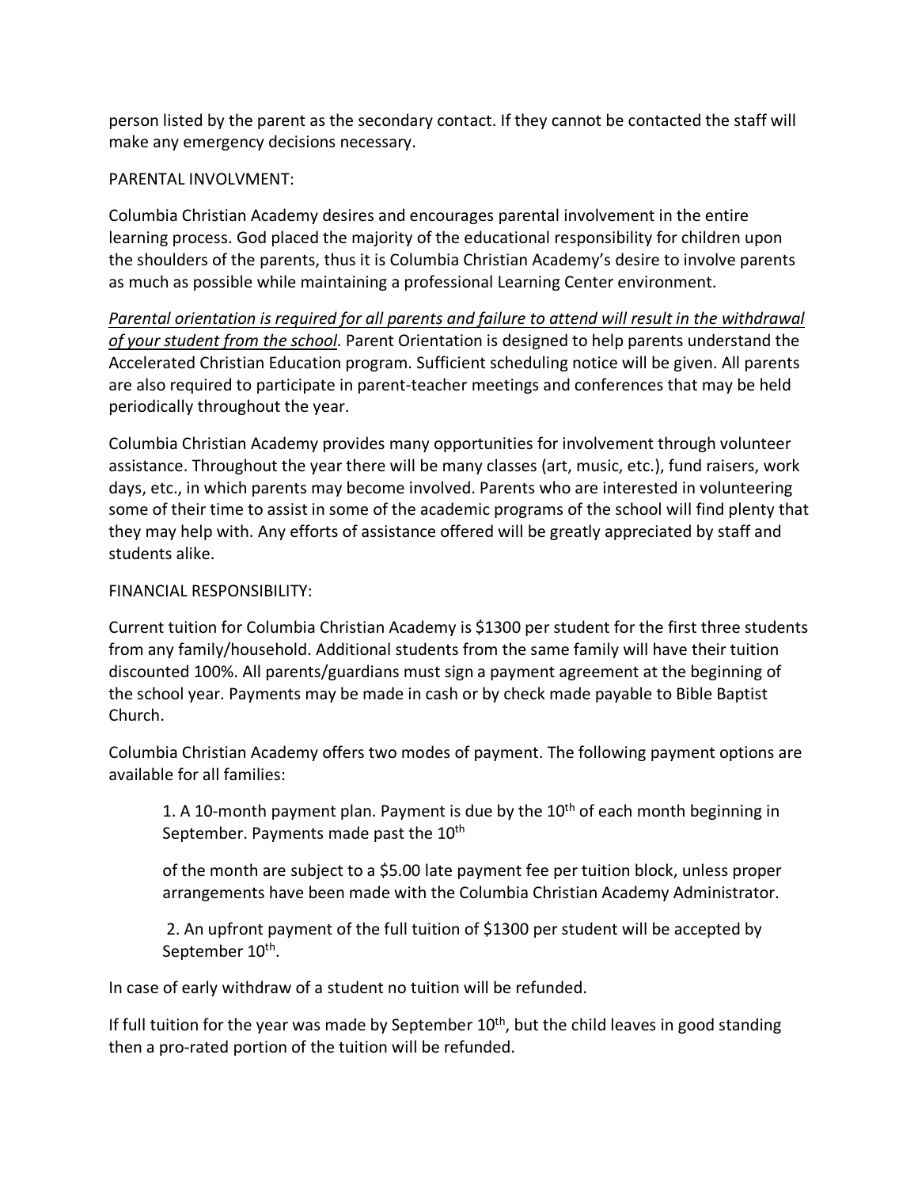person listed by the parent as the secondary contact. If they cannot be contacted the staff will make any emergency decisions necessary.

PARENTAL INVOLVMENT:

Columbia Christian Academy desires and encourages parental involvement in the entire learning process. God placed the majority of the educational responsibility for children upon the shoulders of the parents, thus it is Columbia Christian Academy's desire to involve parents as much as possible while maintaining a professional Learning Center environment.

*Parental orientation is required for all parents and failure to attend will result in the withdrawal of your student from the school*. Parent Orientation is designed to help parents understand the Accelerated Christian Education program. Sufficient scheduling notice will be given. All parents are also required to participate in parent-teacher meetings and conferences that may be held periodically throughout the year.

Columbia Christian Academy provides many opportunities for involvement through volunteer assistance. Throughout the year there will be many classes (art, music, etc.), fund raisers, work days, etc., in which parents may become involved. Parents who are interested in volunteering some of their time to assist in some of the academic programs of the school will find plenty that they may help with. Any efforts of assistance offered will be greatly appreciated by staff and students alike.

FINANCIAL RESPONSIBILITY:

Current tuition for Columbia Christian Academy is $1300 per student for the first three students from any family/household. Additional students from the same family will have their tuition discounted 100%. All parents/guardians must sign a payment agreement at the beginning of the school year. Payments may be made in cash or by check made payable to Bible Baptist Church.

Columbia Christian Academy offers two modes of payment. The following payment options are available for all families:

1. A 10-month payment plan. Payment is due by the 10th of each month beginning in September. Payments made past the 10th of the month are subject to a $5.00 late payment fee per tuition block, unless proper arrangements have been made with the Columbia Christian Academy Administrator.

2. An upfront payment of the full tuition of $1300 per student will be accepted by September 10th.

In case of early withdraw of a student no tuition will be refunded.

If full tuition for the year was made by September 10th, but the child leaves in good standing then a pro-rated portion of the tuition will be refunded.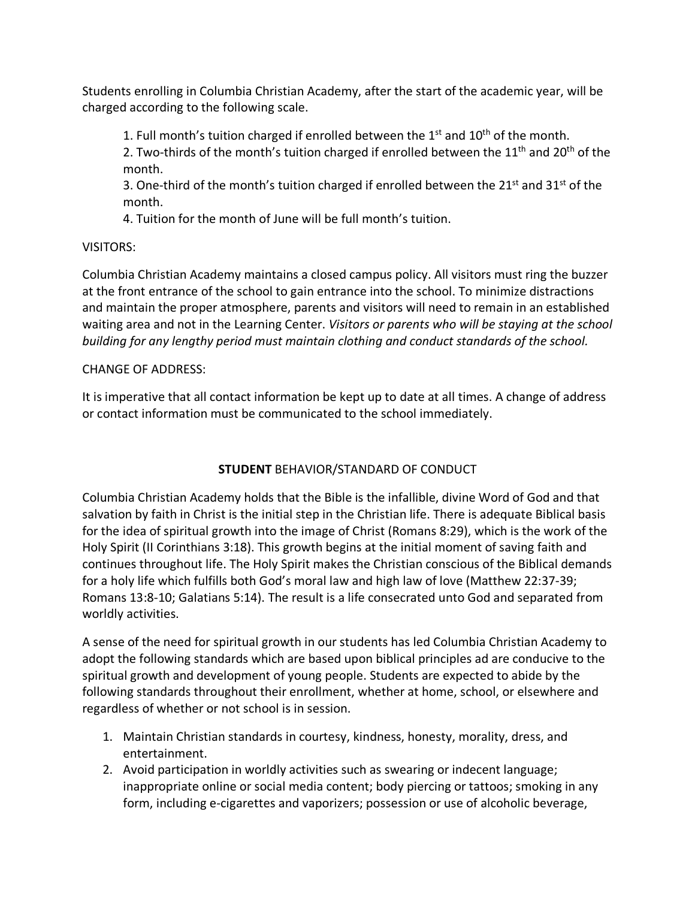Students enrolling in Columbia Christian Academy, after the start of the academic year, will be charged according to the following scale.

1. Full month's tuition charged if enrolled between the 1st and 10th of the month.
2. Two-thirds of the month's tuition charged if enrolled between the 11th and 20th of the month.
3. One-third of the month's tuition charged if enrolled between the 21st and 31st of the month.
4. Tuition for the month of June will be full month's tuition.

VISITORS:

Columbia Christian Academy maintains a closed campus policy. All visitors must ring the buzzer at the front entrance of the school to gain entrance into the school. To minimize distractions and maintain the proper atmosphere, parents and visitors will need to remain in an established waiting area and not in the Learning Center. *Visitors or parents who will be staying at the school building for any lengthy period must maintain clothing and conduct standards of the school.*

CHANGE OF ADDRESS:

It is imperative that all contact information be kept up to date at all times. A change of address or contact information must be communicated to the school immediately.

## **STUDENT** BEHAVIOR/STANDARD OF CONDUCT

Columbia Christian Academy holds that the Bible is the infallible, divine Word of God and that salvation by faith in Christ is the initial step in the Christian life. There is adequate Biblical basis for the idea of spiritual growth into the image of Christ (Romans 8:29), which is the work of the Holy Spirit (II Corinthians 3:18). This growth begins at the initial moment of saving faith and continues throughout life. The Holy Spirit makes the Christian conscious of the Biblical demands for a holy life which fulfills both God's moral law and high law of love (Matthew 22:37-39; Romans 13:8-10; Galatians 5:14). The result is a life consecrated unto God and separated from worldly activities.

A sense of the need for spiritual growth in our students has led Columbia Christian Academy to adopt the following standards which are based upon biblical principles ad are conducive to the spiritual growth and development of young people. Students are expected to abide by the following standards throughout their enrollment, whether at home, school, or elsewhere and regardless of whether or not school is in session.

1. Maintain Christian standards in courtesy, kindness, honesty, morality, dress, and entertainment.
2. Avoid participation in worldly activities such as swearing or indecent language; inappropriate online or social media content; body piercing or tattoos; smoking in any form, including e-cigarettes and vaporizers; possession or use of alcoholic beverage,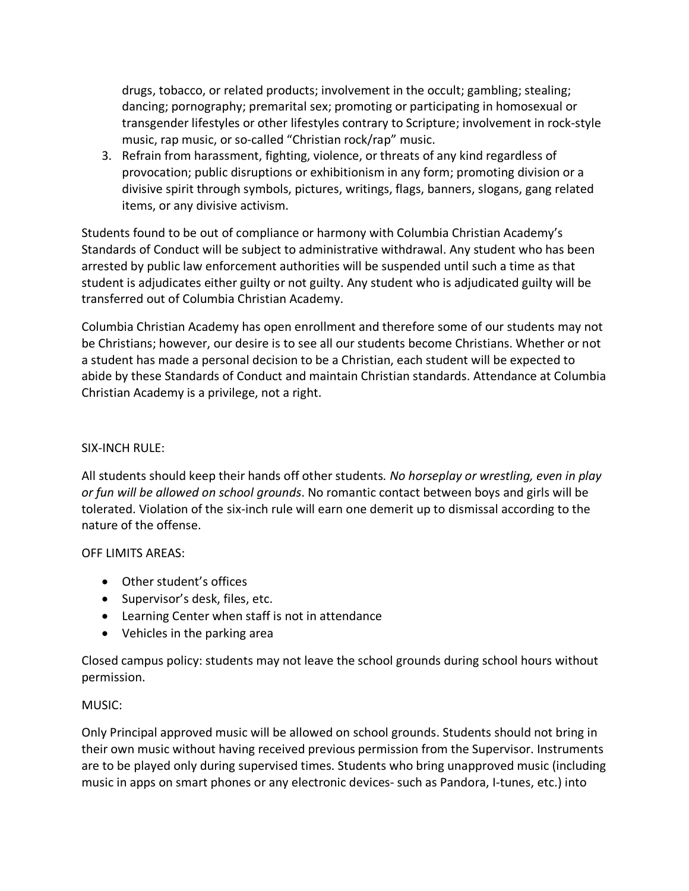drugs, tobacco, or related products; involvement in the occult; gambling; stealing; dancing; pornography; premarital sex; promoting or participating in homosexual or transgender lifestyles or other lifestyles contrary to Scripture; involvement in rock-style music, rap music, or so-called "Christian rock/rap" music.

3. Refrain from harassment, fighting, violence, or threats of any kind regardless of provocation; public disruptions or exhibitionism in any form; promoting division or a divisive spirit through symbols, pictures, writings, flags, banners, slogans, gang related items, or any divisive activism.

Students found to be out of compliance or harmony with Columbia Christian Academy's Standards of Conduct will be subject to administrative withdrawal. Any student who has been arrested by public law enforcement authorities will be suspended until such a time as that student is adjudicates either guilty or not guilty. Any student who is adjudicated guilty will be transferred out of Columbia Christian Academy.

Columbia Christian Academy has open enrollment and therefore some of our students may not be Christians; however, our desire is to see all our students become Christians. Whether or not a student has made a personal decision to be a Christian, each student will be expected to abide by these Standards of Conduct and maintain Christian standards. Attendance at Columbia Christian Academy is a privilege, not a right.

SIX-INCH RULE:

All students should keep their hands off other students. *No horseplay or wrestling, even in play or fun will be allowed on school grounds*. No romantic contact between boys and girls will be tolerated. Violation of the six-inch rule will earn one demerit up to dismissal according to the nature of the offense.

OFF LIMITS AREAS:

- Other student's offices
- Supervisor's desk, files, etc.
- Learning Center when staff is not in attendance
- Vehicles in the parking area

Closed campus policy: students may not leave the school grounds during school hours without permission.

MUSIC:

Only Principal approved music will be allowed on school grounds. Students should not bring in their own music without having received previous permission from the Supervisor. Instruments are to be played only during supervised times. Students who bring unapproved music (including music in apps on smart phones or any electronic devices- such as Pandora, I-tunes, etc.) into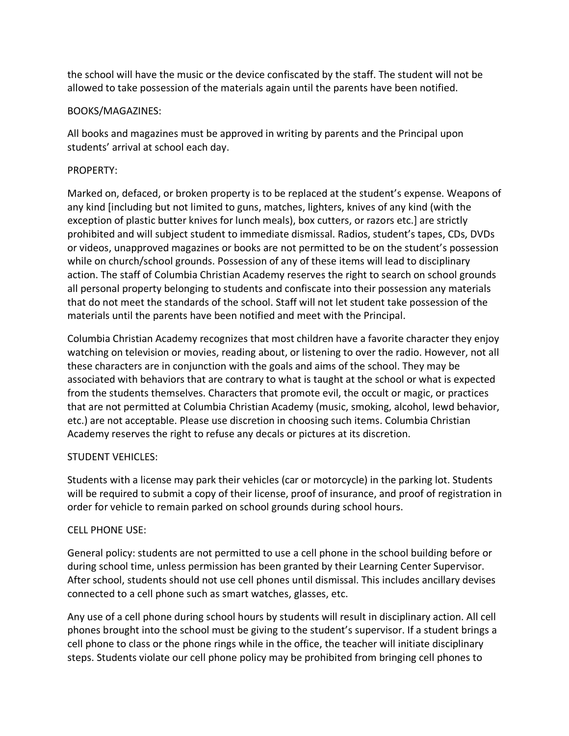the school will have the music or the device confiscated by the staff. The student will not be allowed to take possession of the materials again until the parents have been notified.

BOOKS/MAGAZINES:

All books and magazines must be approved in writing by parents and the Principal upon students' arrival at school each day.

PROPERTY:

Marked on, defaced, or broken property is to be replaced at the student's expense. Weapons of any kind [including but not limited to guns, matches, lighters, knives of any kind (with the exception of plastic butter knives for lunch meals), box cutters, or razors etc.] are strictly prohibited and will subject student to immediate dismissal. Radios, student's tapes, CDs, DVDs or videos, unapproved magazines or books are not permitted to be on the student's possession while on church/school grounds. Possession of any of these items will lead to disciplinary action. The staff of Columbia Christian Academy reserves the right to search on school grounds all personal property belonging to students and confiscate into their possession any materials that do not meet the standards of the school. Staff will not let student take possession of the materials until the parents have been notified and meet with the Principal.

Columbia Christian Academy recognizes that most children have a favorite character they enjoy watching on television or movies, reading about, or listening to over the radio. However, not all these characters are in conjunction with the goals and aims of the school. They may be associated with behaviors that are contrary to what is taught at the school or what is expected from the students themselves. Characters that promote evil, the occult or magic, or practices that are not permitted at Columbia Christian Academy (music, smoking, alcohol, lewd behavior, etc.) are not acceptable. Please use discretion in choosing such items. Columbia Christian Academy reserves the right to refuse any decals or pictures at its discretion.

STUDENT VEHICLES:

Students with a license may park their vehicles (car or motorcycle) in the parking lot. Students will be required to submit a copy of their license, proof of insurance, and proof of registration in order for vehicle to remain parked on school grounds during school hours.

CELL PHONE USE:

General policy: students are not permitted to use a cell phone in the school building before or during school time, unless permission has been granted by their Learning Center Supervisor. After school, students should not use cell phones until dismissal. This includes ancillary devises connected to a cell phone such as smart watches, glasses, etc.

Any use of a cell phone during school hours by students will result in disciplinary action. All cell phones brought into the school must be giving to the student's supervisor. If a student brings a cell phone to class or the phone rings while in the office, the teacher will initiate disciplinary steps. Students violate our cell phone policy may be prohibited from bringing cell phones to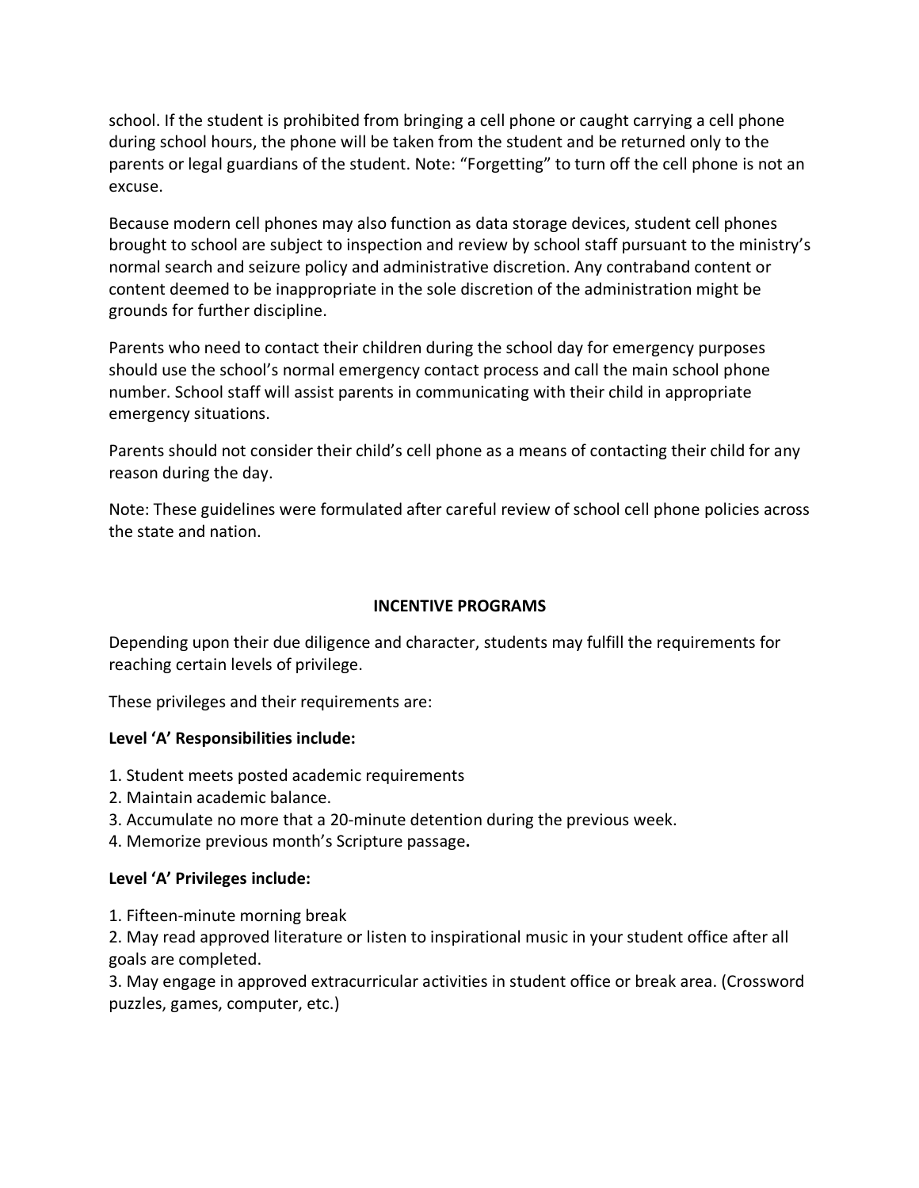school. If the student is prohibited from bringing a cell phone or caught carrying a cell phone during school hours, the phone will be taken from the student and be returned only to the parents or legal guardians of the student. Note: "Forgetting" to turn off the cell phone is not an excuse.

Because modern cell phones may also function as data storage devices, student cell phones brought to school are subject to inspection and review by school staff pursuant to the ministry's normal search and seizure policy and administrative discretion. Any contraband content or content deemed to be inappropriate in the sole discretion of the administration might be grounds for further discipline.

Parents who need to contact their children during the school day for emergency purposes should use the school's normal emergency contact process and call the main school phone number. School staff will assist parents in communicating with their child in appropriate emergency situations.

Parents should not consider their child's cell phone as a means of contacting their child for any reason during the day.

Note: These guidelines were formulated after careful review of school cell phone policies across the state and nation.

## INCENTIVE PROGRAMS

Depending upon their due diligence and character, students may fulfill the requirements for reaching certain levels of privilege.

These privileges and their requirements are:

**Level 'A' Responsibilities include:**

1. Student meets posted academic requirements
2. Maintain academic balance.
3. Accumulate no more that a 20-minute detention during the previous week.
4. Memorize previous month's Scripture passage**.**

**Level 'A' Privileges include:**

1. Fifteen-minute morning break
2. May read approved literature or listen to inspirational music in your student office after all goals are completed.
3. May engage in approved extracurricular activities in student office or break area. (Crossword puzzles, games, computer, etc.)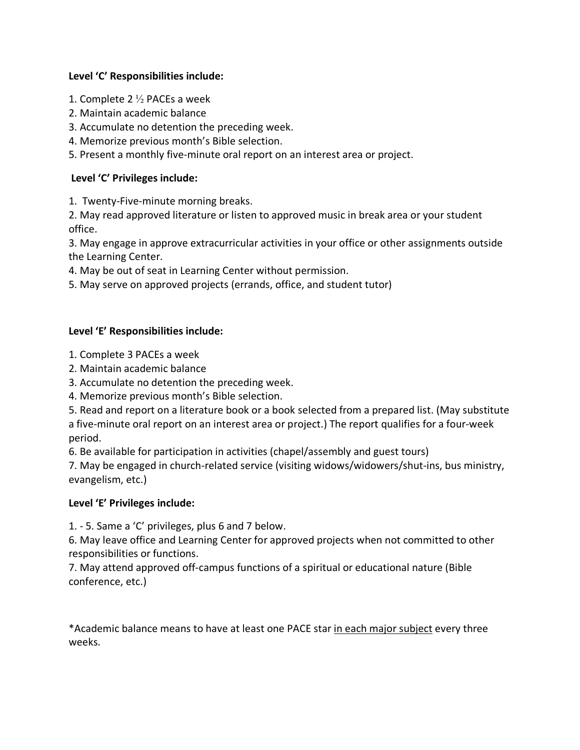**Level 'C' Responsibilities include:**

1. Complete 2 ½ PACEs a week
2. Maintain academic balance
3. Accumulate no detention the preceding week.
4. Memorize previous month's Bible selection.
5. Present a monthly five-minute oral report on an interest area or project.

**Level 'C' Privileges include:**

1. Twenty-Five-minute morning breaks.
2. May read approved literature or listen to approved music in break area or your student office.
3. May engage in approve extracurricular activities in your office or other assignments outside the Learning Center.
4. May be out of seat in Learning Center without permission.
5. May serve on approved projects (errands, office, and student tutor)

**Level 'E' Responsibilities include:**

1. Complete 3 PACEs a week
2. Maintain academic balance
3. Accumulate no detention the preceding week.
4. Memorize previous month's Bible selection.
5. Read and report on a literature book or a book selected from a prepared list. (May substitute a five-minute oral report on an interest area or project.) The report qualifies for a four-week period.
6. Be available for participation in activities (chapel/assembly and guest tours)
7. May be engaged in church-related service (visiting widows/widowers/shut-ins, bus ministry, evangelism, etc.)

**Level 'E' Privileges include:**

1. - 5. Same a 'C' privileges, plus 6 and 7 below.
6. May leave office and Learning Center for approved projects when not committed to other responsibilities or functions.
7. May attend approved off-campus functions of a spiritual or educational nature (Bible conference, etc.)

*Academic balance means to have at least one PACE star <u>in each major subject</u> every three weeks.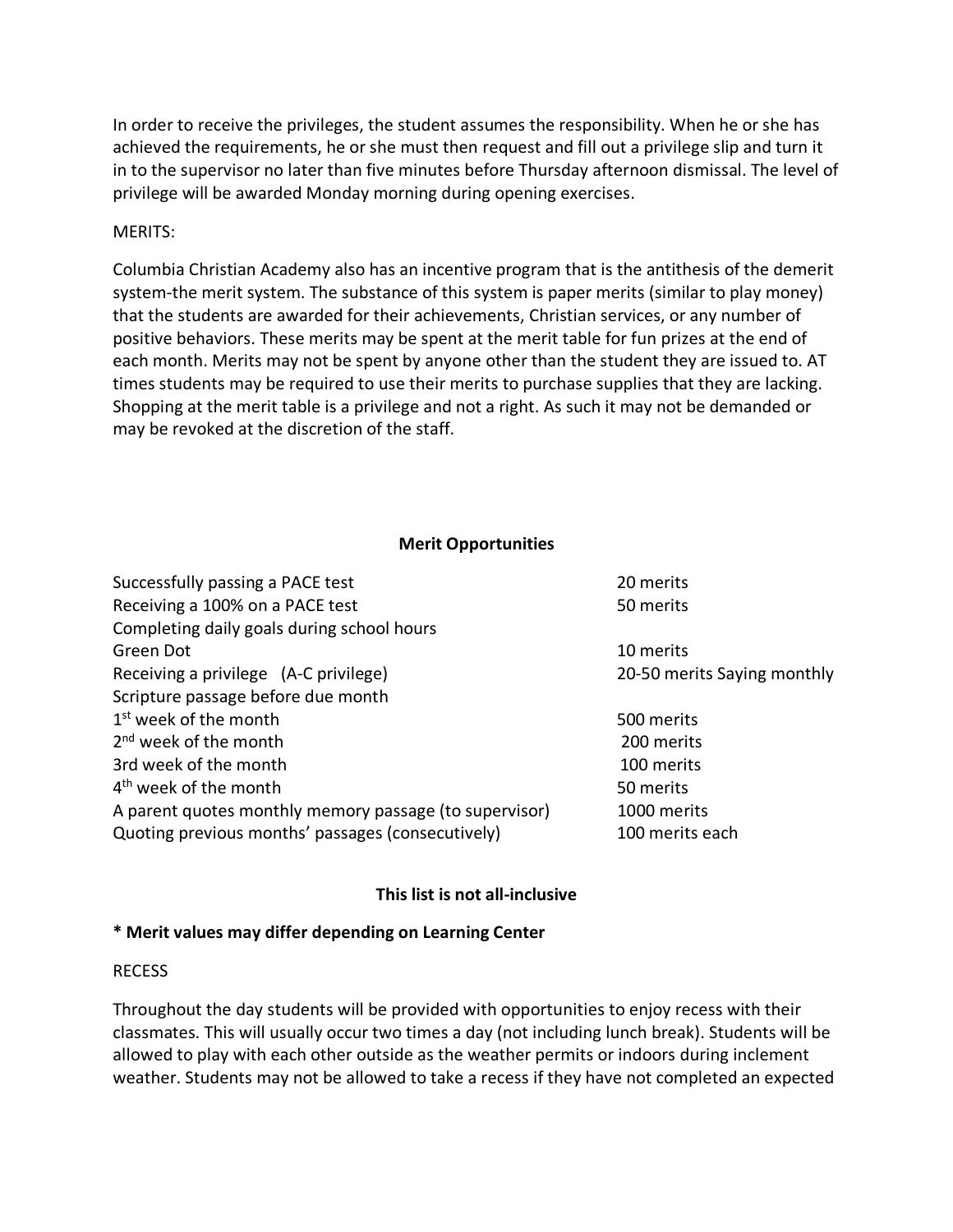In order to receive the privileges, the student assumes the responsibility. When he or she has achieved the requirements, he or she must then request and fill out a privilege slip and turn it in to the supervisor no later than five minutes before Thursday afternoon dismissal. The level of privilege will be awarded Monday morning during opening exercises.

MERITS:

Columbia Christian Academy also has an incentive program that is the antithesis of the demerit system-the merit system. The substance of this system is paper merits (similar to play money) that the students are awarded for their achievements, Christian services, or any number of positive behaviors. These merits may be spent at the merit table for fun prizes at the end of each month. Merits may not be spent by anyone other than the student they are issued to. AT times students may be required to use their merits to purchase supplies that they are lacking. Shopping at the merit table is a privilege and not a right. As such it may not be demanded or may be revoked at the discretion of the staff.

**Merit Opportunities**

| | |
|---|---|
| Successfully passing a PACE test | 20 merits |
| Receiving a 100% on a PACE test | 50 merits |
| Completing daily goals during school hours | |
| Green Dot | 10 merits |
| Receiving a privilege (A-C privilege) | 20-50 merits Saying monthly |
| Scripture passage before due month | |
| 1st week of the month | 500 merits |
| 2nd week of the month | 200 merits |
| 3rd week of the month | 100 merits |
| 4th week of the month | 50 merits |
| A parent quotes monthly memory passage (to supervisor) | 1000 merits |
| Quoting previous months' passages (consecutively) | 100 merits each |

**This list is not all-inclusive**

**\* Merit values may differ depending on Learning Center**

RECESS

Throughout the day students will be provided with opportunities to enjoy recess with their classmates. This will usually occur two times a day (not including lunch break). Students will be allowed to play with each other outside as the weather permits or indoors during inclement weather. Students may not be allowed to take a recess if they have not completed an expected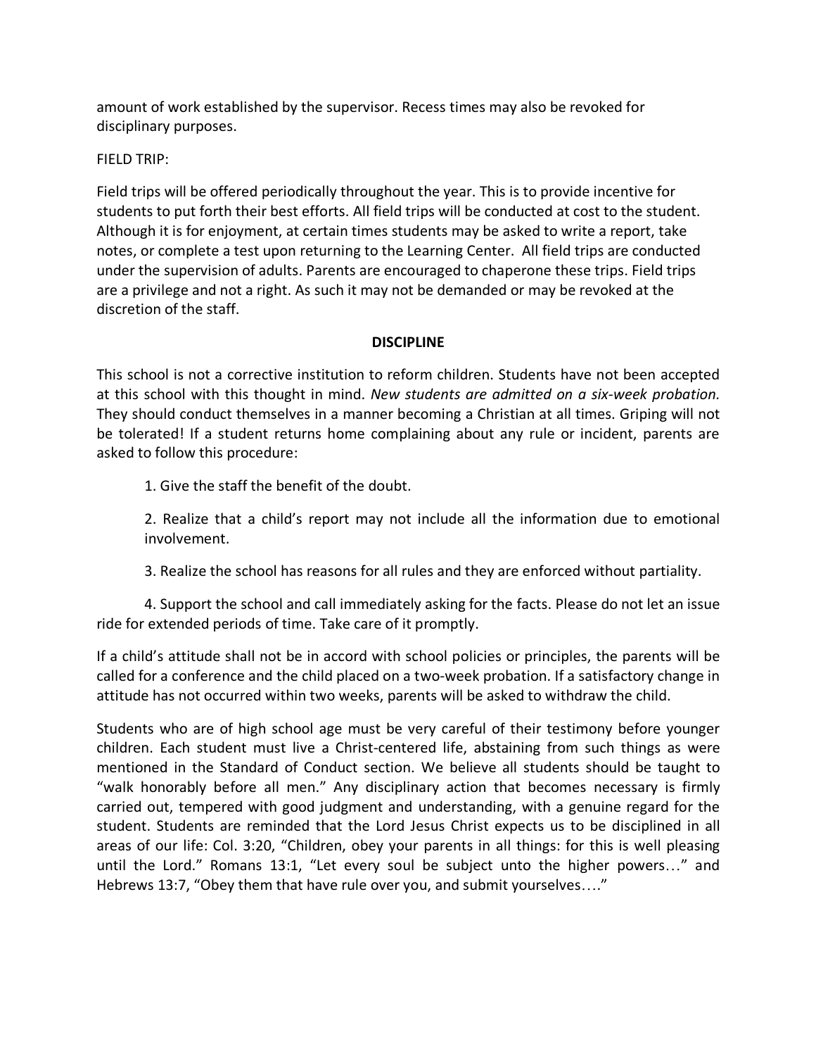amount of work established by the supervisor. Recess times may also be revoked for disciplinary purposes.

FIELD TRIP:

Field trips will be offered periodically throughout the year. This is to provide incentive for students to put forth their best efforts. All field trips will be conducted at cost to the student. Although it is for enjoyment, at certain times students may be asked to write a report, take notes, or complete a test upon returning to the Learning Center. All field trips are conducted under the supervision of adults. Parents are encouraged to chaperone these trips. Field trips are a privilege and not a right. As such it may not be demanded or may be revoked at the discretion of the staff.

## DISCIPLINE

This school is not a corrective institution to reform children. Students have not been accepted at this school with this thought in mind. *New students are admitted on a six-week probation.* They should conduct themselves in a manner becoming a Christian at all times. Griping will not be tolerated! If a student returns home complaining about any rule or incident, parents are asked to follow this procedure:

1. Give the staff the benefit of the doubt.

2. Realize that a child's report may not include all the information due to emotional involvement.

3. Realize the school has reasons for all rules and they are enforced without partiality.

4. Support the school and call immediately asking for the facts. Please do not let an issue ride for extended periods of time. Take care of it promptly.

If a child's attitude shall not be in accord with school policies or principles, the parents will be called for a conference and the child placed on a two-week probation. If a satisfactory change in attitude has not occurred within two weeks, parents will be asked to withdraw the child.

Students who are of high school age must be very careful of their testimony before younger children. Each student must live a Christ-centered life, abstaining from such things as were mentioned in the Standard of Conduct section. We believe all students should be taught to "walk honorably before all men." Any disciplinary action that becomes necessary is firmly carried out, tempered with good judgment and understanding, with a genuine regard for the student. Students are reminded that the Lord Jesus Christ expects us to be disciplined in all areas of our life: Col. 3:20, "Children, obey your parents in all things: for this is well pleasing until the Lord." Romans 13:1, "Let every soul be subject unto the higher powers…" and Hebrews 13:7, "Obey them that have rule over you, and submit yourselves…."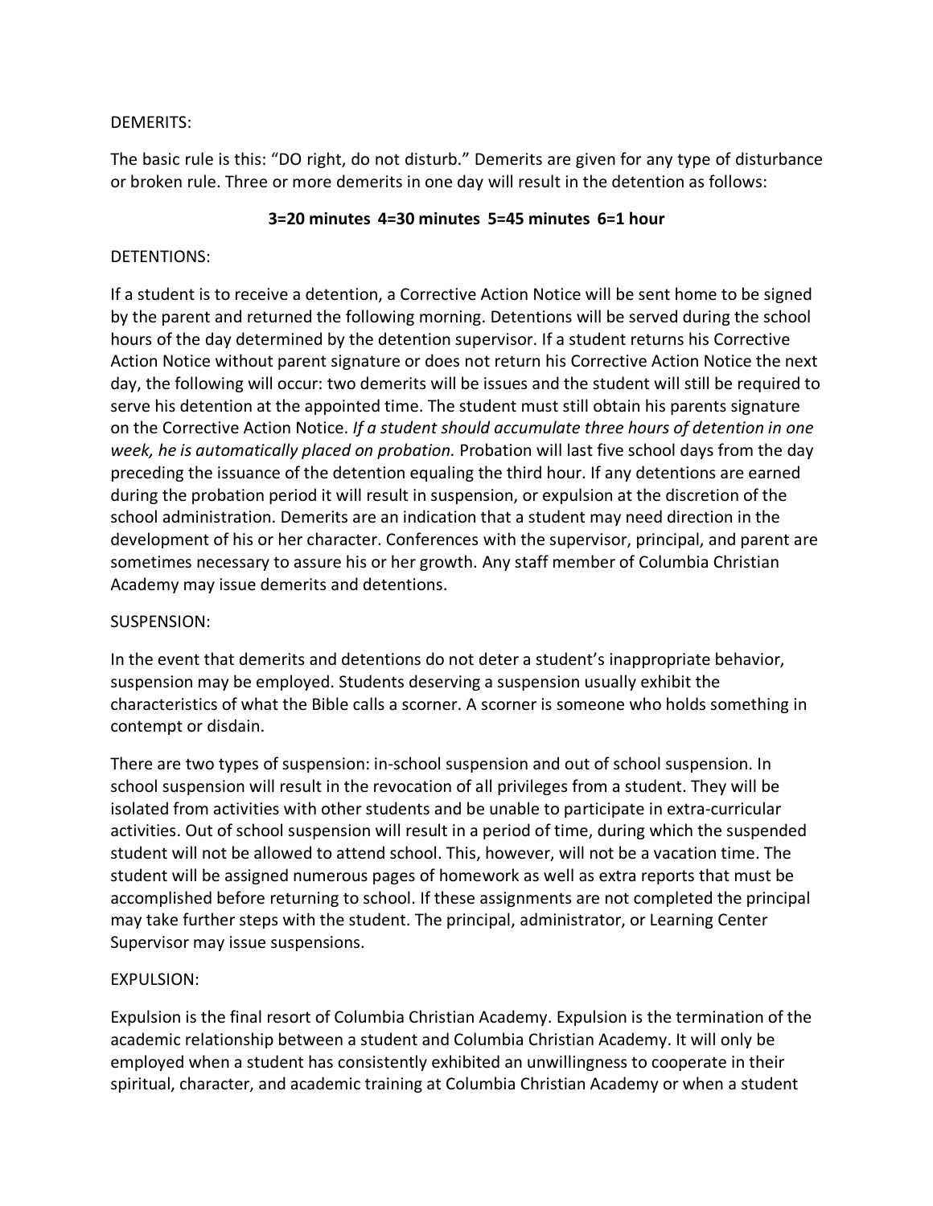DEMERITS:

The basic rule is this: "DO right, do not disturb." Demerits are given for any type of disturbance or broken rule. Three or more demerits in one day will result in the detention as follows:

**3=20 minutes  4=30 minutes  5=45 minutes  6=1 hour**

DETENTIONS:

If a student is to receive a detention, a Corrective Action Notice will be sent home to be signed by the parent and returned the following morning. Detentions will be served during the school hours of the day determined by the detention supervisor. If a student returns his Corrective Action Notice without parent signature or does not return his Corrective Action Notice the next day, the following will occur: two demerits will be issues and the student will still be required to serve his detention at the appointed time. The student must still obtain his parents signature on the Corrective Action Notice. *If a student should accumulate three hours of detention in one week, he is automatically placed on probation.* Probation will last five school days from the day preceding the issuance of the detention equaling the third hour. If any detentions are earned during the probation period it will result in suspension, or expulsion at the discretion of the school administration. Demerits are an indication that a student may need direction in the development of his or her character. Conferences with the supervisor, principal, and parent are sometimes necessary to assure his or her growth. Any staff member of Columbia Christian Academy may issue demerits and detentions.

SUSPENSION:

In the event that demerits and detentions do not deter a student's inappropriate behavior, suspension may be employed. Students deserving a suspension usually exhibit the characteristics of what the Bible calls a scorner. A scorner is someone who holds something in contempt or disdain.

There are two types of suspension: in-school suspension and out of school suspension. In school suspension will result in the revocation of all privileges from a student. They will be isolated from activities with other students and be unable to participate in extra-curricular activities. Out of school suspension will result in a period of time, during which the suspended student will not be allowed to attend school. This, however, will not be a vacation time. The student will be assigned numerous pages of homework as well as extra reports that must be accomplished before returning to school. If these assignments are not completed the principal may take further steps with the student. The principal, administrator, or Learning Center Supervisor may issue suspensions.

EXPULSION:

Expulsion is the final resort of Columbia Christian Academy. Expulsion is the termination of the academic relationship between a student and Columbia Christian Academy. It will only be employed when a student has consistently exhibited an unwillingness to cooperate in their spiritual, character, and academic training at Columbia Christian Academy or when a student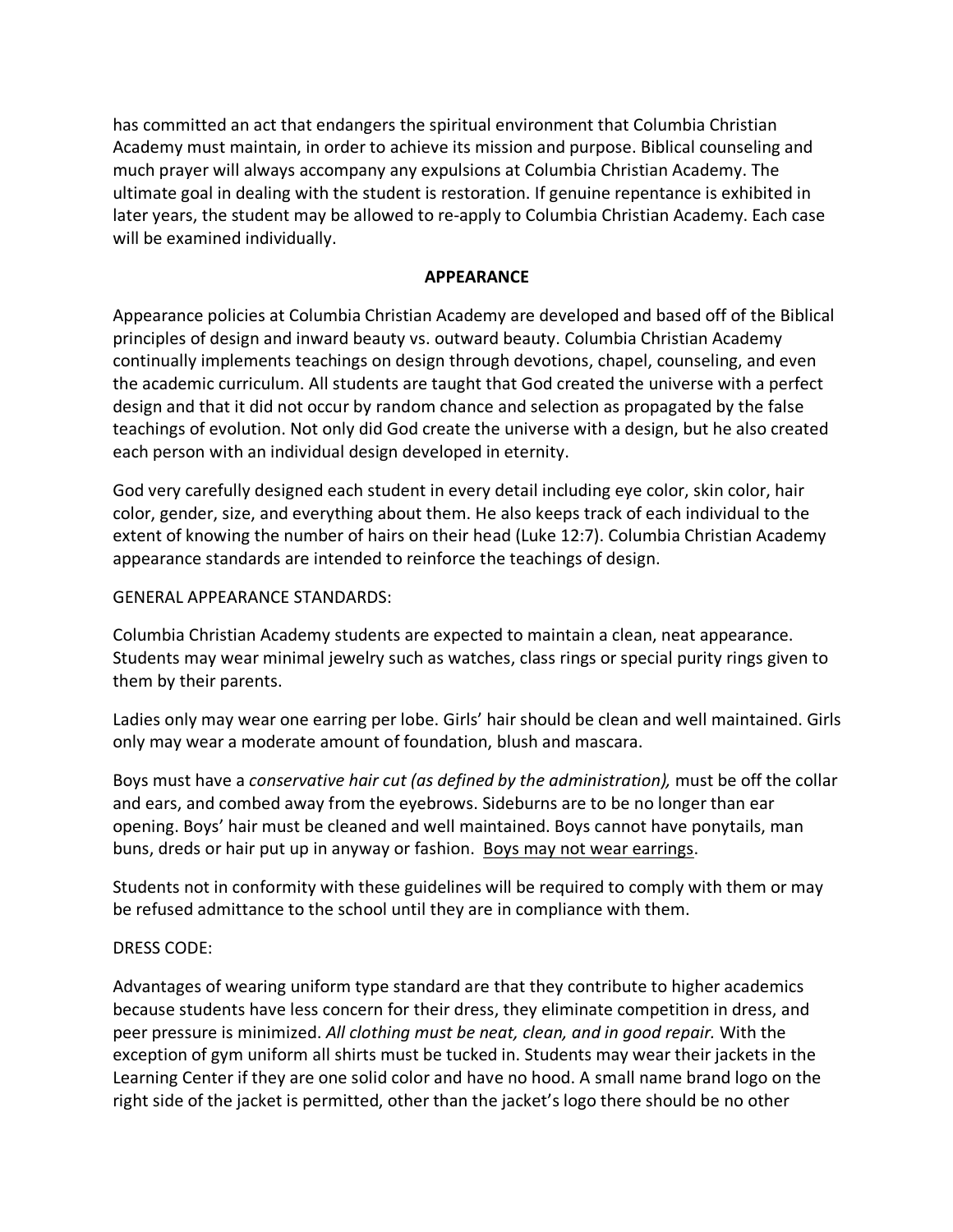has committed an act that endangers the spiritual environment that Columbia Christian Academy must maintain, in order to achieve its mission and purpose. Biblical counseling and much prayer will always accompany any expulsions at Columbia Christian Academy. The ultimate goal in dealing with the student is restoration. If genuine repentance is exhibited in later years, the student may be allowed to re-apply to Columbia Christian Academy. Each case will be examined individually.

## APPEARANCE

Appearance policies at Columbia Christian Academy are developed and based off of the Biblical principles of design and inward beauty vs. outward beauty. Columbia Christian Academy continually implements teachings on design through devotions, chapel, counseling, and even the academic curriculum. All students are taught that God created the universe with a perfect design and that it did not occur by random chance and selection as propagated by the false teachings of evolution. Not only did God create the universe with a design, but he also created each person with an individual design developed in eternity.

God very carefully designed each student in every detail including eye color, skin color, hair color, gender, size, and everything about them. He also keeps track of each individual to the extent of knowing the number of hairs on their head (Luke 12:7). Columbia Christian Academy appearance standards are intended to reinforce the teachings of design.

GENERAL APPEARANCE STANDARDS:

Columbia Christian Academy students are expected to maintain a clean, neat appearance. Students may wear minimal jewelry such as watches, class rings or special purity rings given to them by their parents.

Ladies only may wear one earring per lobe. Girls' hair should be clean and well maintained. Girls only may wear a moderate amount of foundation, blush and mascara.

Boys must have a *conservative hair cut (as defined by the administration),* must be off the collar and ears, and combed away from the eyebrows. Sideburns are to be no longer than ear opening. Boys' hair must be cleaned and well maintained. Boys cannot have ponytails, man buns, dreds or hair put up in anyway or fashion. <u>Boys may not wear earrings</u>.

Students not in conformity with these guidelines will be required to comply with them or may be refused admittance to the school until they are in compliance with them.

DRESS CODE:

Advantages of wearing uniform type standard are that they contribute to higher academics because students have less concern for their dress, they eliminate competition in dress, and peer pressure is minimized. *All clothing must be neat, clean, and in good repair.* With the exception of gym uniform all shirts must be tucked in. Students may wear their jackets in the Learning Center if they are one solid color and have no hood. A small name brand logo on the right side of the jacket is permitted, other than the jacket's logo there should be no other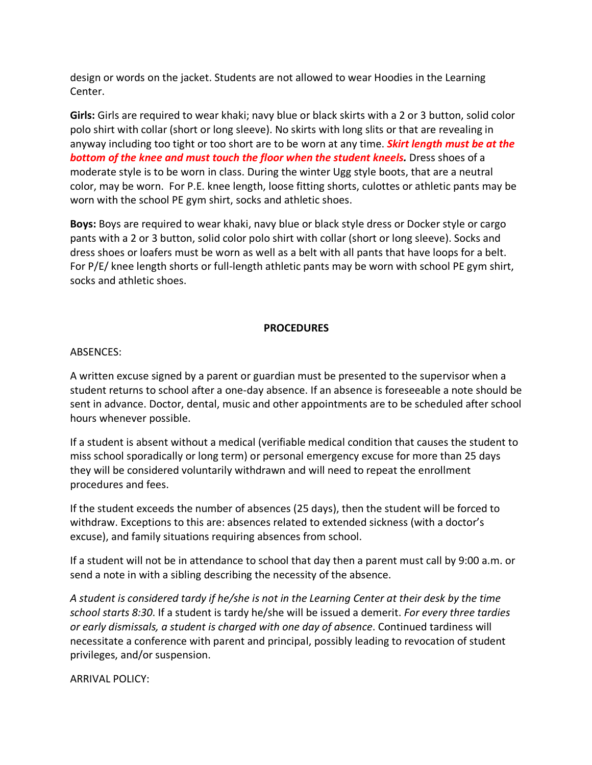design or words on the jacket. Students are not allowed to wear Hoodies in the Learning Center.

**Girls:** Girls are required to wear khaki; navy blue or black skirts with a 2 or 3 button, solid color polo shirt with collar (short or long sleeve). No skirts with long slits or that are revealing in anyway including too tight or too short are to be worn at any time. ***Skirt length must be at the bottom of the knee and must touch the floor when the student kneels.*** Dress shoes of a moderate style is to be worn in class. During the winter Ugg style boots, that are a neutral color, may be worn. For P.E. knee length, loose fitting shorts, culottes or athletic pants may be worn with the school PE gym shirt, socks and athletic shoes.

**Boys:** Boys are required to wear khaki, navy blue or black style dress or Docker style or cargo pants with a 2 or 3 button, solid color polo shirt with collar (short or long sleeve). Socks and dress shoes or loafers must be worn as well as a belt with all pants that have loops for a belt. For P/E/ knee length shorts or full-length athletic pants may be worn with school PE gym shirt, socks and athletic shoes.

## PROCEDURES

ABSENCES:

A written excuse signed by a parent or guardian must be presented to the supervisor when a student returns to school after a one-day absence. If an absence is foreseeable a note should be sent in advance. Doctor, dental, music and other appointments are to be scheduled after school hours whenever possible.

If a student is absent without a medical (verifiable medical condition that causes the student to miss school sporadically or long term) or personal emergency excuse for more than 25 days they will be considered voluntarily withdrawn and will need to repeat the enrollment procedures and fees.

If the student exceeds the number of absences (25 days), then the student will be forced to withdraw. Exceptions to this are: absences related to extended sickness (with a doctor's excuse), and family situations requiring absences from school.

If a student will not be in attendance to school that day then a parent must call by 9:00 a.m. or send a note in with a sibling describing the necessity of the absence.

*A student is considered tardy if he/she is not in the Learning Center at their desk by the time school starts 8:30*. If a student is tardy he/she will be issued a demerit. *For every three tardies or early dismissals, a student is charged with one day of absence*. Continued tardiness will necessitate a conference with parent and principal, possibly leading to revocation of student privileges, and/or suspension.

ARRIVAL POLICY: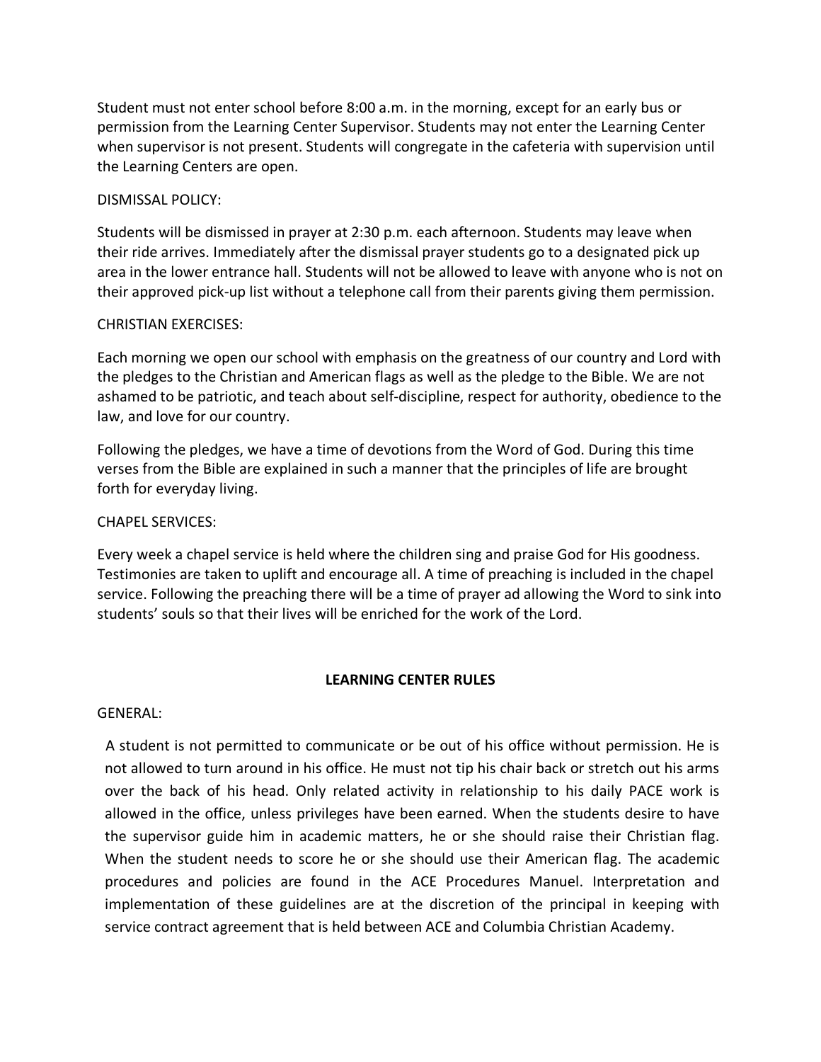Student must not enter school before 8:00 a.m. in the morning, except for an early bus or permission from the Learning Center Supervisor. Students may not enter the Learning Center when supervisor is not present. Students will congregate in the cafeteria with supervision until the Learning Centers are open.

DISMISSAL POLICY:

Students will be dismissed in prayer at 2:30 p.m. each afternoon. Students may leave when their ride arrives. Immediately after the dismissal prayer students go to a designated pick up area in the lower entrance hall. Students will not be allowed to leave with anyone who is not on their approved pick-up list without a telephone call from their parents giving them permission.

CHRISTIAN EXERCISES:

Each morning we open our school with emphasis on the greatness of our country and Lord with the pledges to the Christian and American flags as well as the pledge to the Bible. We are not ashamed to be patriotic, and teach about self-discipline, respect for authority, obedience to the law, and love for our country.

Following the pledges, we have a time of devotions from the Word of God. During this time verses from the Bible are explained in such a manner that the principles of life are brought forth for everyday living.

CHAPEL SERVICES:

Every week a chapel service is held where the children sing and praise God for His goodness. Testimonies are taken to uplift and encourage all. A time of preaching is included in the chapel service. Following the preaching there will be a time of prayer ad allowing the Word to sink into students' souls so that their lives will be enriched for the work of the Lord.

## LEARNING CENTER RULES

GENERAL:

A student is not permitted to communicate or be out of his office without permission. He is not allowed to turn around in his office. He must not tip his chair back or stretch out his arms over the back of his head. Only related activity in relationship to his daily PACE work is allowed in the office, unless privileges have been earned. When the students desire to have the supervisor guide him in academic matters, he or she should raise their Christian flag. When the student needs to score he or she should use their American flag. The academic procedures and policies are found in the ACE Procedures Manuel. Interpretation and implementation of these guidelines are at the discretion of the principal in keeping with service contract agreement that is held between ACE and Columbia Christian Academy.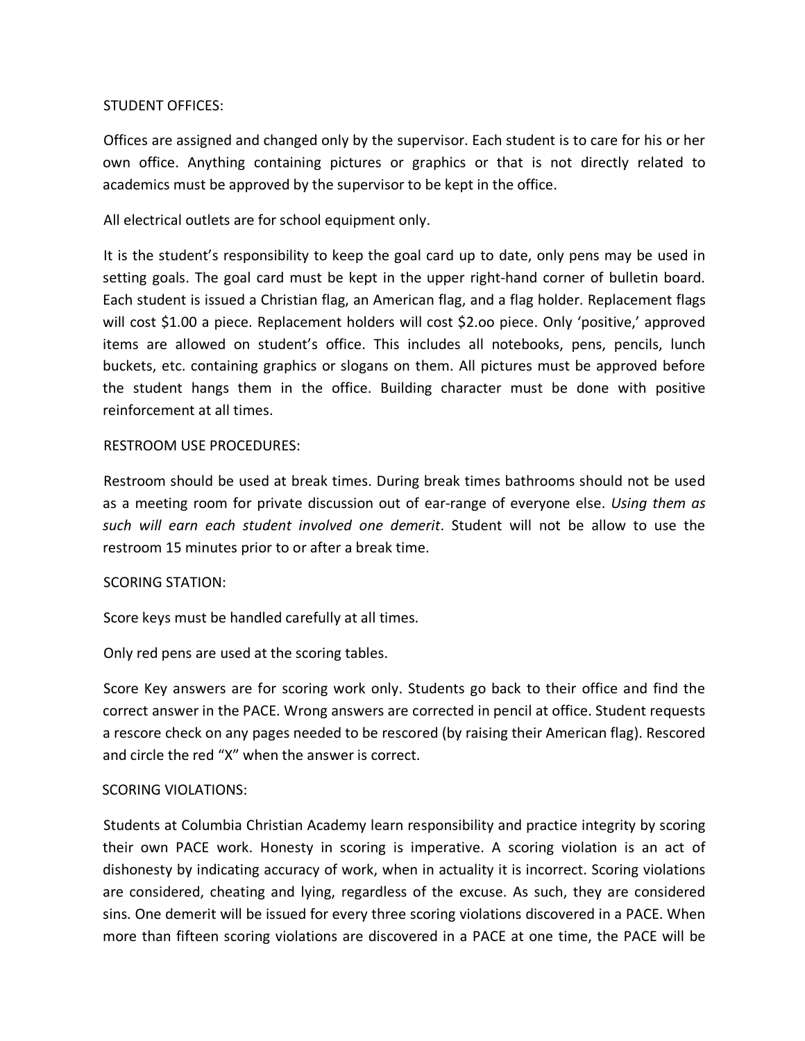STUDENT OFFICES:

Offices are assigned and changed only by the supervisor. Each student is to care for his or her own office. Anything containing pictures or graphics or that is not directly related to academics must be approved by the supervisor to be kept in the office.

All electrical outlets are for school equipment only.

It is the student's responsibility to keep the goal card up to date, only pens may be used in setting goals. The goal card must be kept in the upper right-hand corner of bulletin board. Each student is issued a Christian flag, an American flag, and a flag holder. Replacement flags will cost $1.00 a piece. Replacement holders will cost $2.oo piece. Only 'positive,' approved items are allowed on student's office. This includes all notebooks, pens, pencils, lunch buckets, etc. containing graphics or slogans on them. All pictures must be approved before the student hangs them in the office. Building character must be done with positive reinforcement at all times.

RESTROOM USE PROCEDURES:

Restroom should be used at break times. During break times bathrooms should not be used as a meeting room for private discussion out of ear-range of everyone else. *Using them as such will earn each student involved one demerit*. Student will not be allow to use the restroom 15 minutes prior to or after a break time.

SCORING STATION:

Score keys must be handled carefully at all times.

Only red pens are used at the scoring tables.

Score Key answers are for scoring work only. Students go back to their office and find the correct answer in the PACE. Wrong answers are corrected in pencil at office. Student requests a rescore check on any pages needed to be rescored (by raising their American flag). Rescored and circle the red "X" when the answer is correct.

SCORING VIOLATIONS:

Students at Columbia Christian Academy learn responsibility and practice integrity by scoring their own PACE work. Honesty in scoring is imperative. A scoring violation is an act of dishonesty by indicating accuracy of work, when in actuality it is incorrect. Scoring violations are considered, cheating and lying, regardless of the excuse. As such, they are considered sins. One demerit will be issued for every three scoring violations discovered in a PACE. When more than fifteen scoring violations are discovered in a PACE at one time, the PACE will be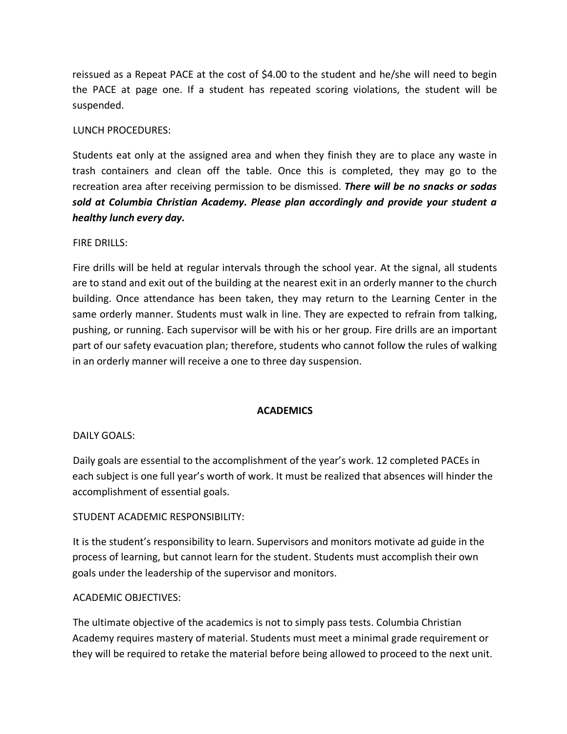reissued as a Repeat PACE at the cost of $4.00 to the student and he/she will need to begin the PACE at page one. If a student has repeated scoring violations, the student will be suspended.

LUNCH PROCEDURES:

Students eat only at the assigned area and when they finish they are to place any waste in trash containers and clean off the table. Once this is completed, they may go to the recreation area after receiving permission to be dismissed. ***There will be no snacks or sodas sold at Columbia Christian Academy. Please plan accordingly and provide your student a healthy lunch every day.***

FIRE DRILLS:

Fire drills will be held at regular intervals through the school year. At the signal, all students are to stand and exit out of the building at the nearest exit in an orderly manner to the church building. Once attendance has been taken, they may return to the Learning Center in the same orderly manner. Students must walk in line. They are expected to refrain from talking, pushing, or running. Each supervisor will be with his or her group. Fire drills are an important part of our safety evacuation plan; therefore, students who cannot follow the rules of walking in an orderly manner will receive a one to three day suspension.

## ACADEMICS

DAILY GOALS:

Daily goals are essential to the accomplishment of the year's work. 12 completed PACEs in each subject is one full year's worth of work. It must be realized that absences will hinder the accomplishment of essential goals.

STUDENT ACADEMIC RESPONSIBILITY:

It is the student's responsibility to learn. Supervisors and monitors motivate ad guide in the process of learning, but cannot learn for the student. Students must accomplish their own goals under the leadership of the supervisor and monitors.

ACADEMIC OBJECTIVES:

The ultimate objective of the academics is not to simply pass tests. Columbia Christian Academy requires mastery of material. Students must meet a minimal grade requirement or they will be required to retake the material before being allowed to proceed to the next unit.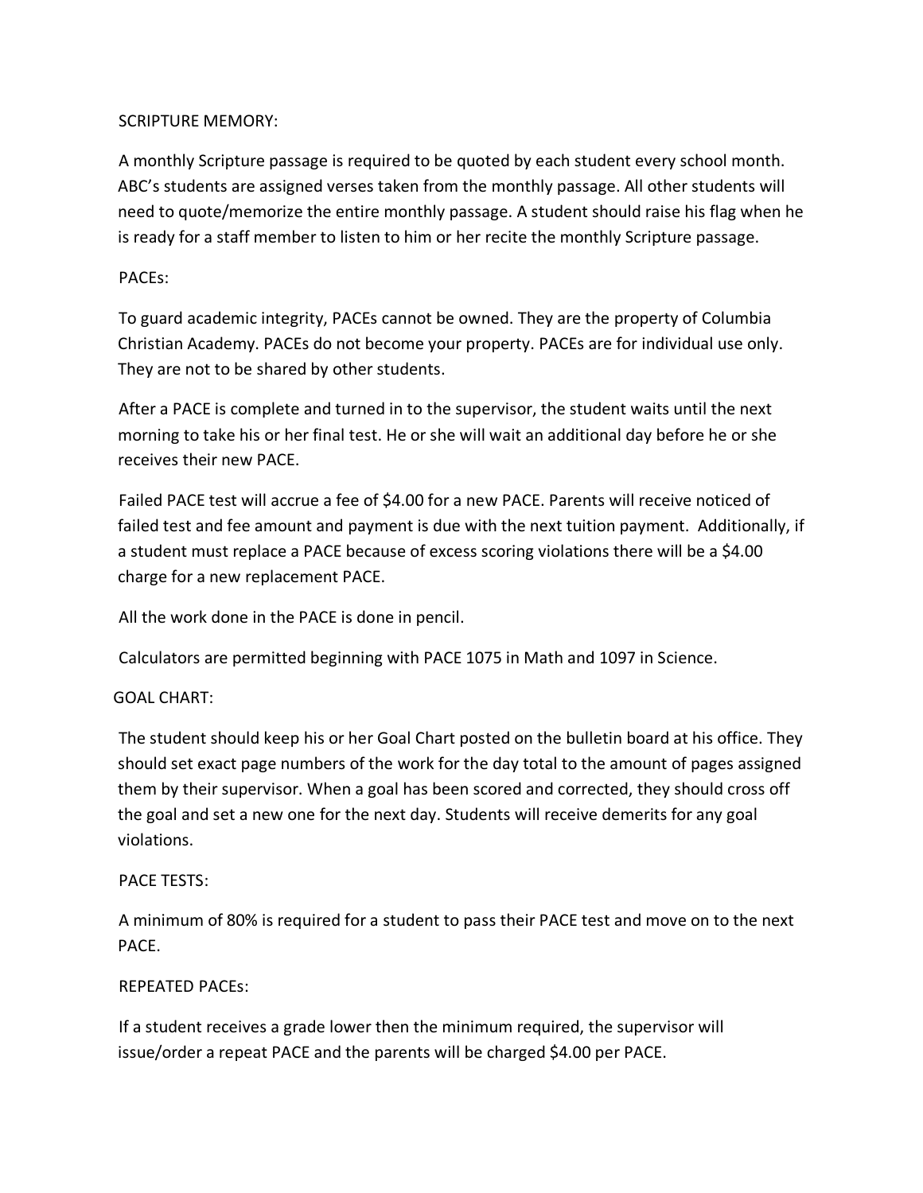SCRIPTURE MEMORY:

A monthly Scripture passage is required to be quoted by each student every school month. ABC's students are assigned verses taken from the monthly passage. All other students will need to quote/memorize the entire monthly passage. A student should raise his flag when he is ready for a staff member to listen to him or her recite the monthly Scripture passage.

PACEs:

To guard academic integrity, PACEs cannot be owned. They are the property of Columbia Christian Academy. PACEs do not become your property. PACEs are for individual use only. They are not to be shared by other students.

After a PACE is complete and turned in to the supervisor, the student waits until the next morning to take his or her final test. He or she will wait an additional day before he or she receives their new PACE.

Failed PACE test will accrue a fee of $4.00 for a new PACE. Parents will receive noticed of failed test and fee amount and payment is due with the next tuition payment. Additionally, if a student must replace a PACE because of excess scoring violations there will be a $4.00 charge for a new replacement PACE.

All the work done in the PACE is done in pencil.

Calculators are permitted beginning with PACE 1075 in Math and 1097 in Science.

GOAL CHART:

The student should keep his or her Goal Chart posted on the bulletin board at his office. They should set exact page numbers of the work for the day total to the amount of pages assigned them by their supervisor. When a goal has been scored and corrected, they should cross off the goal and set a new one for the next day. Students will receive demerits for any goal violations.

PACE TESTS:

A minimum of 80% is required for a student to pass their PACE test and move on to the next PACE.

REPEATED PACEs:

If a student receives a grade lower then the minimum required, the supervisor will issue/order a repeat PACE and the parents will be charged $4.00 per PACE.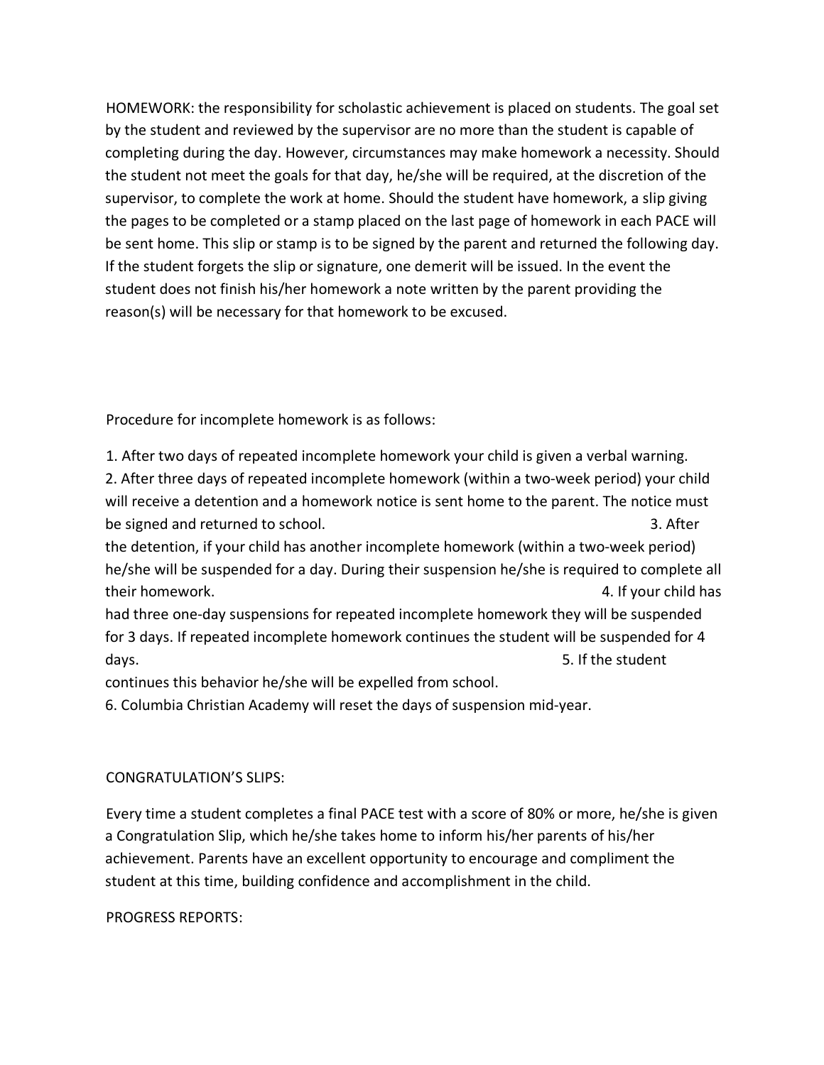HOMEWORK: the responsibility for scholastic achievement is placed on students. The goal set by the student and reviewed by the supervisor are no more than the student is capable of completing during the day. However, circumstances may make homework a necessity. Should the student not meet the goals for that day, he/she will be required, at the discretion of the supervisor, to complete the work at home. Should the student have homework, a slip giving the pages to be completed or a stamp placed on the last page of homework in each PACE will be sent home. This slip or stamp is to be signed by the parent and returned the following day. If the student forgets the slip or signature, one demerit will be issued. In the event the student does not finish his/her homework a note written by the parent providing the reason(s) will be necessary for that homework to be excused.

Procedure for incomplete homework is as follows:

1. After two days of repeated incomplete homework your child is given a verbal warning.
2. After three days of repeated incomplete homework (within a two-week period) your child will receive a detention and a homework notice is sent home to the parent. The notice must be signed and returned to school.
3. After the detention, if your child has another incomplete homework (within a two-week period) he/she will be suspended for a day. During their suspension he/she is required to complete all their homework.
4. If your child has had three one-day suspensions for repeated incomplete homework they will be suspended for 3 days. If repeated incomplete homework continues the student will be suspended for 4 days.
5. If the student continues this behavior he/she will be expelled from school.
6. Columbia Christian Academy will reset the days of suspension mid-year.

CONGRATULATION'S SLIPS:

Every time a student completes a final PACE test with a score of 80% or more, he/she is given a Congratulation Slip, which he/she takes home to inform his/her parents of his/her achievement. Parents have an excellent opportunity to encourage and compliment the student at this time, building confidence and accomplishment in the child.

PROGRESS REPORTS: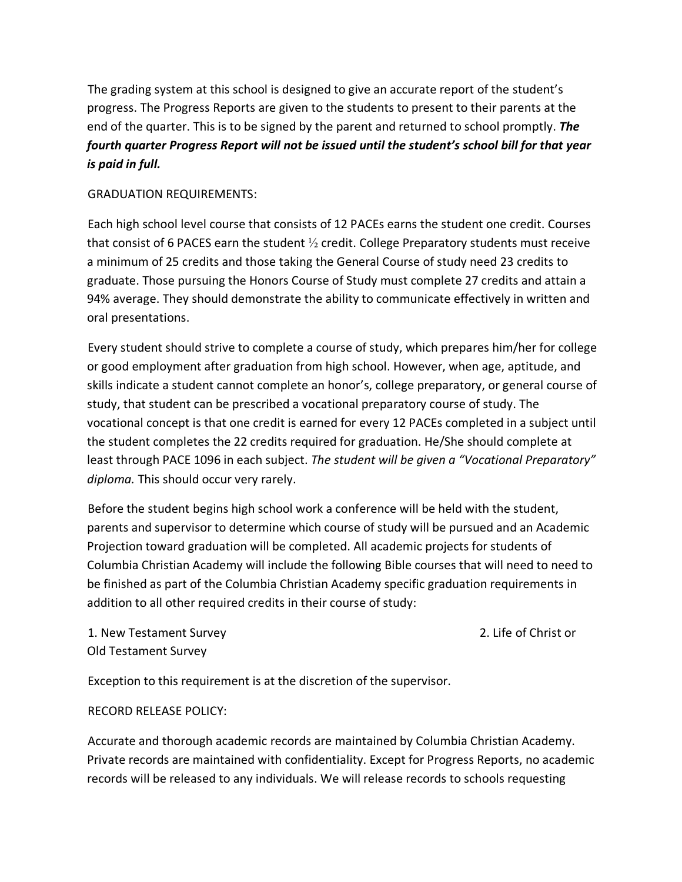The grading system at this school is designed to give an accurate report of the student's progress. The Progress Reports are given to the students to present to their parents at the end of the quarter. This is to be signed by the parent and returned to school promptly. ***The fourth quarter Progress Report will not be issued until the student's school bill for that year is paid in full.***

GRADUATION REQUIREMENTS:

Each high school level course that consists of 12 PACEs earns the student one credit. Courses that consist of 6 PACES earn the student ½ credit. College Preparatory students must receive a minimum of 25 credits and those taking the General Course of study need 23 credits to graduate. Those pursuing the Honors Course of Study must complete 27 credits and attain a 94% average. They should demonstrate the ability to communicate effectively in written and oral presentations.

Every student should strive to complete a course of study, which prepares him/her for college or good employment after graduation from high school. However, when age, aptitude, and skills indicate a student cannot complete an honor's, college preparatory, or general course of study, that student can be prescribed a vocational preparatory course of study. The vocational concept is that one credit is earned for every 12 PACEs completed in a subject until the student completes the 22 credits required for graduation. He/She should complete at least through PACE 1096 in each subject. *The student will be given a "Vocational Preparatory" diploma.* This should occur very rarely.

Before the student begins high school work a conference will be held with the student, parents and supervisor to determine which course of study will be pursued and an Academic Projection toward graduation will be completed. All academic projects for students of Columbia Christian Academy will include the following Bible courses that will need to need to be finished as part of the Columbia Christian Academy specific graduation requirements in addition to all other required credits in their course of study:

1. New Testament Survey
2. Life of Christ or Old Testament Survey

Exception to this requirement is at the discretion of the supervisor.

RECORD RELEASE POLICY:

Accurate and thorough academic records are maintained by Columbia Christian Academy. Private records are maintained with confidentiality. Except for Progress Reports, no academic records will be released to any individuals. We will release records to schools requesting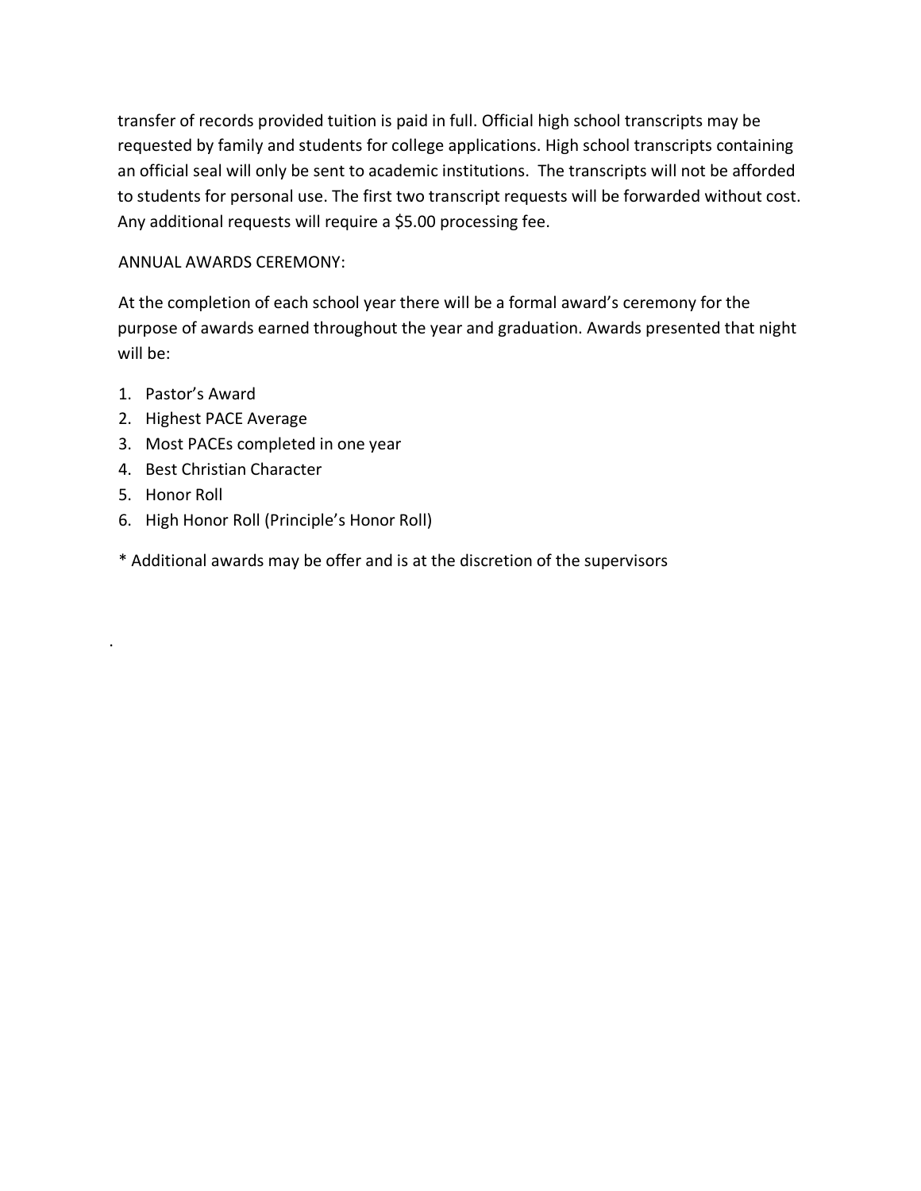transfer of records provided tuition is paid in full. Official high school transcripts may be requested by family and students for college applications. High school transcripts containing an official seal will only be sent to academic institutions. The transcripts will not be afforded to students for personal use. The first two transcript requests will be forwarded without cost. Any additional requests will require a $5.00 processing fee.

ANNUAL AWARDS CEREMONY:

At the completion of each school year there will be a formal award's ceremony for the purpose of awards earned throughout the year and graduation. Awards presented that night will be:

1. Pastor's Award
2. Highest PACE Average
3. Most PACEs completed in one year
4. Best Christian Character
5. Honor Roll
6. High Honor Roll (Principle's Honor Roll)

* Additional awards may be offer and is at the discretion of the supervisors

.